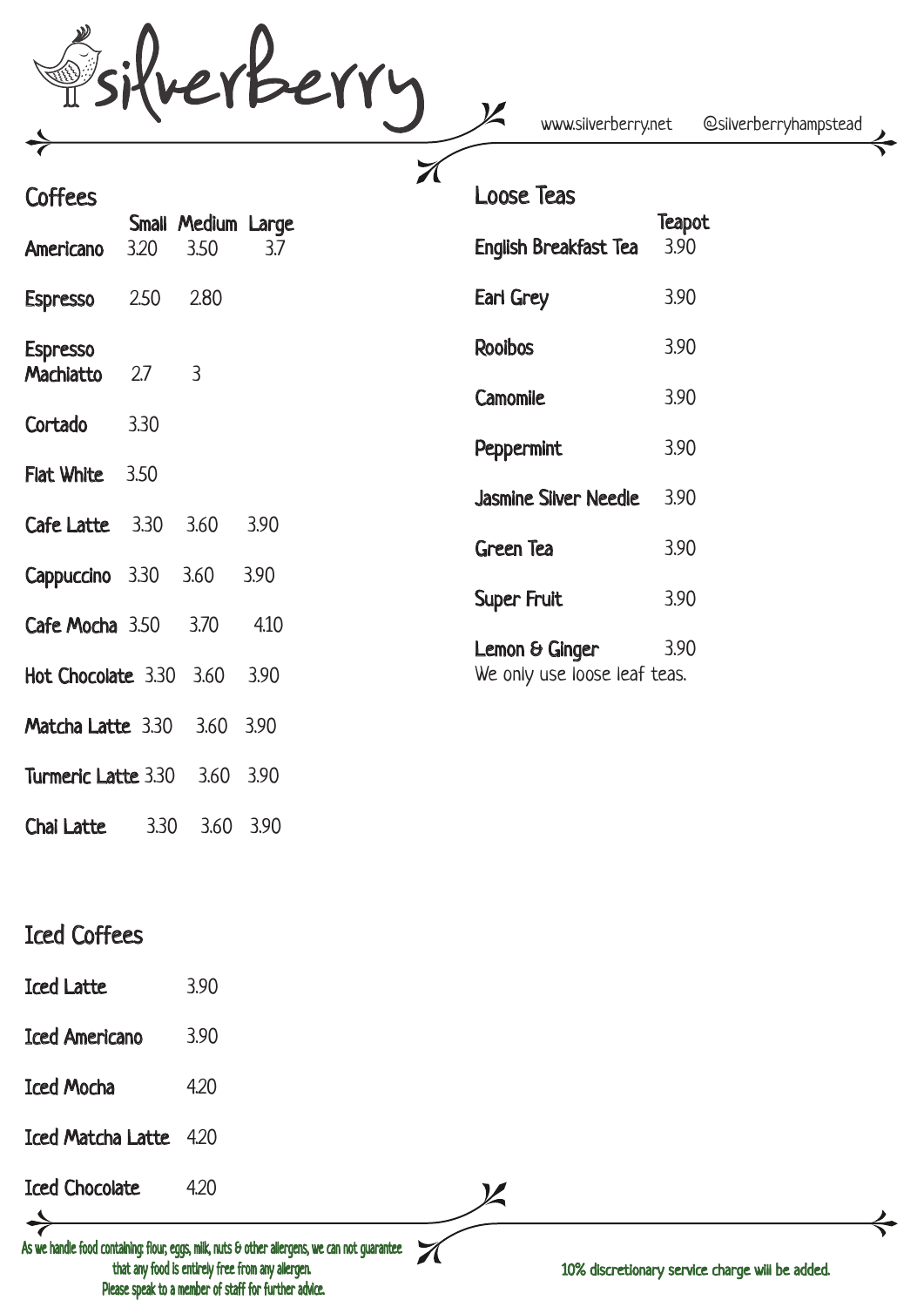# silverberry

www.silverberry.net @silverberryhampstead

## Coffees

| | Small | Medium | Large |
|---|---|---|---|
| Americano | 3.20 | 3.50 | 3.7 |
| Espresso | 2.50 | 2.80 | |
| Espresso Machiatto | 2.7 | 3 | |
| Cortado | 3.30 | | |
| Flat White | 3.50 | | |
| Cafe Latte | 3.30 | 3.60 | 3.90 |
| Cappuccino | 3.30 | 3.60 | 3.90 |
| Cafe Mocha | 3.50 | 3.70 | 4.10 |
| Hot Chocolate | 3.30 | 3.60 | 3.90 |
| Matcha Latte | 3.30 | 3.60 | 3.90 |
| Turmeric Latte | 3.30 | 3.60 | 3.90 |
| Chai Latte | 3.30 | 3.60 | 3.90 |

## Iced Coffees

| | |
|---|---|
| Iced Latte | 3.90 |
| Iced Americano | 3.90 |
| Iced Mocha | 4.20 |
| Iced Matcha Latte | 4.20 |
| Iced Chocolate | 4.20 |

## Loose Teas

| | Teapot |
|---|---|
| English Breakfast Tea | 3.90 |
| Earl Grey | 3.90 |
| Rooibos | 3.90 |
| Camomile | 3.90 |
| Peppermint | 3.90 |
| Jasmine Silver Needle | 3.90 |
| Green Tea | 3.90 |
| Super Fruit | 3.90 |
| Lemon & Ginger | 3.90 |

We only use loose leaf teas.

As we handle food containing: flour, eggs, milk, nuts & other allergens, we can not guarantee that any food is entirely free from any allergen. Please speak to a member of staff for further advice.

10% discretionary service charge will be added.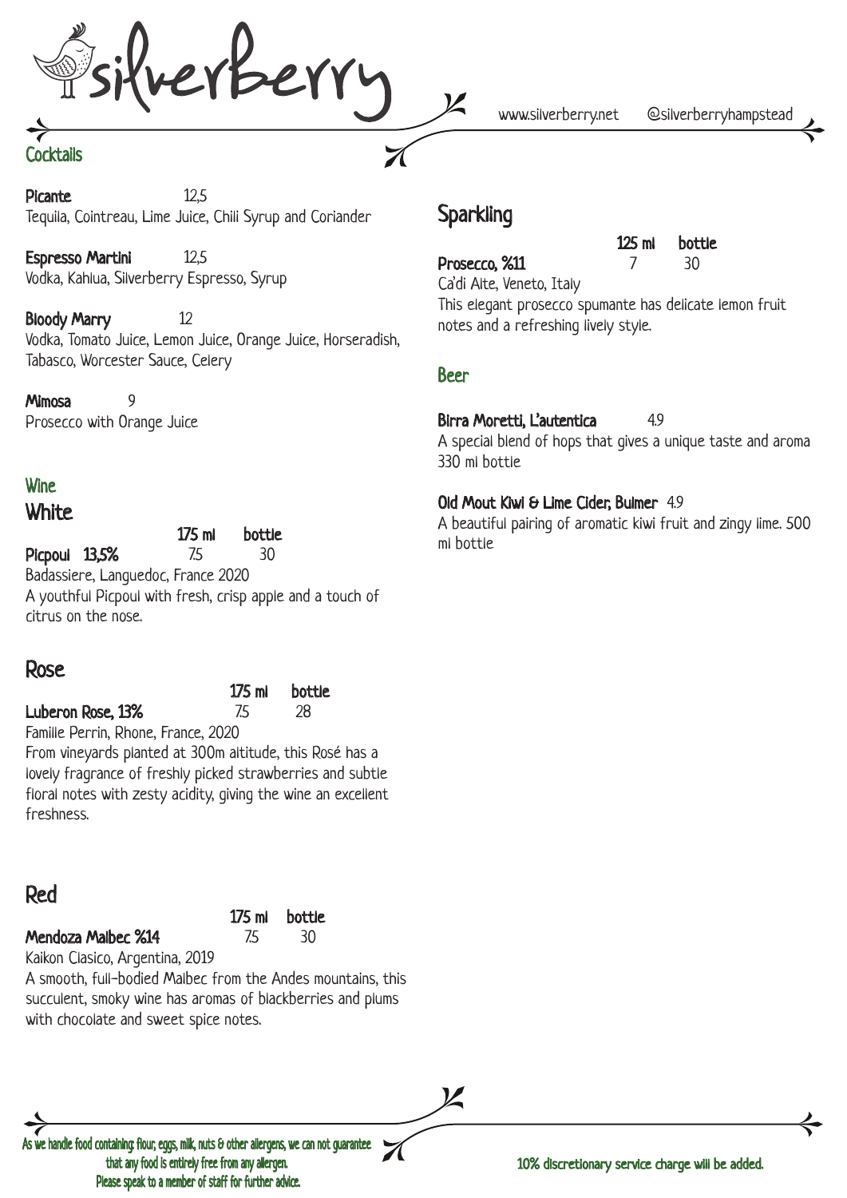# silverberry

www.silverberry.net @silverberryhampstead

## Cocktails

**Picante** 12,5
Tequila, Cointreau, Lime Juice, Chili Syrup and Coriander

**Espresso Martini** 12,5
Vodka, Kahlua, Silverberry Espresso, Syrup

**Bloody Marry** 12
Vodka, Tomato Juice, Lemon Juice, Orange Juice, Horseradish, Tabasco, Worcester Sauce, Celery

**Mimosa** 9
Prosecco with Orange Juice

## Wine

### White

| | 175 ml | bottle |
|---|---|---|
| **Picpoul 13,5%** | 7.5 | 30 |

Badassiere, Languedoc, France 2020
A youthful Picpoul with fresh, crisp apple and a touch of citrus on the nose.

### Rose

| | 175 ml | bottle |
|---|---|---|
| **Luberon Rose, 13%** | 7.5 | 28 |

Famille Perrin, Rhone, France, 2020
From vineyards planted at 300m altitude, this Rosé has a lovely fragrance of freshly picked strawberries and subtle floral notes with zesty acidity, giving the wine an excellent freshness.

### Red

| | 175 ml | bottle |
|---|---|---|
| **Mendoza Malbec %14** | 7.5 | 30 |

Kaikon Clasico, Argentina, 2019
A smooth, full-bodied Malbec from the Andes mountains, this succulent, smoky wine has aromas of blackberries and plums with chocolate and sweet spice notes.

## Sparkling

| | 125 ml | bottle |
|---|---|---|
| **Prosecco, %11** | 7 | 30 |

Ca'di Alte, Veneto, Italy
This elegant prosecco spumante has delicate lemon fruit notes and a refreshing lively style.

## Beer

**Birra Moretti, L'autentica** 4.9
A special blend of hops that gives a unique taste and aroma 330 ml bottle

**Old Mout Kiwi & Lime Cider, Bulmer** 4.9
A beautiful pairing of aromatic kiwi fruit and zingy lime. 500 ml bottle

As we handle food containing: flour, eggs, milk, nuts & other allergens, we can not guarantee that any food is entirely free from any allergen.
Please speak to a member of staff for further advice.

10% discretionary service charge will be added.